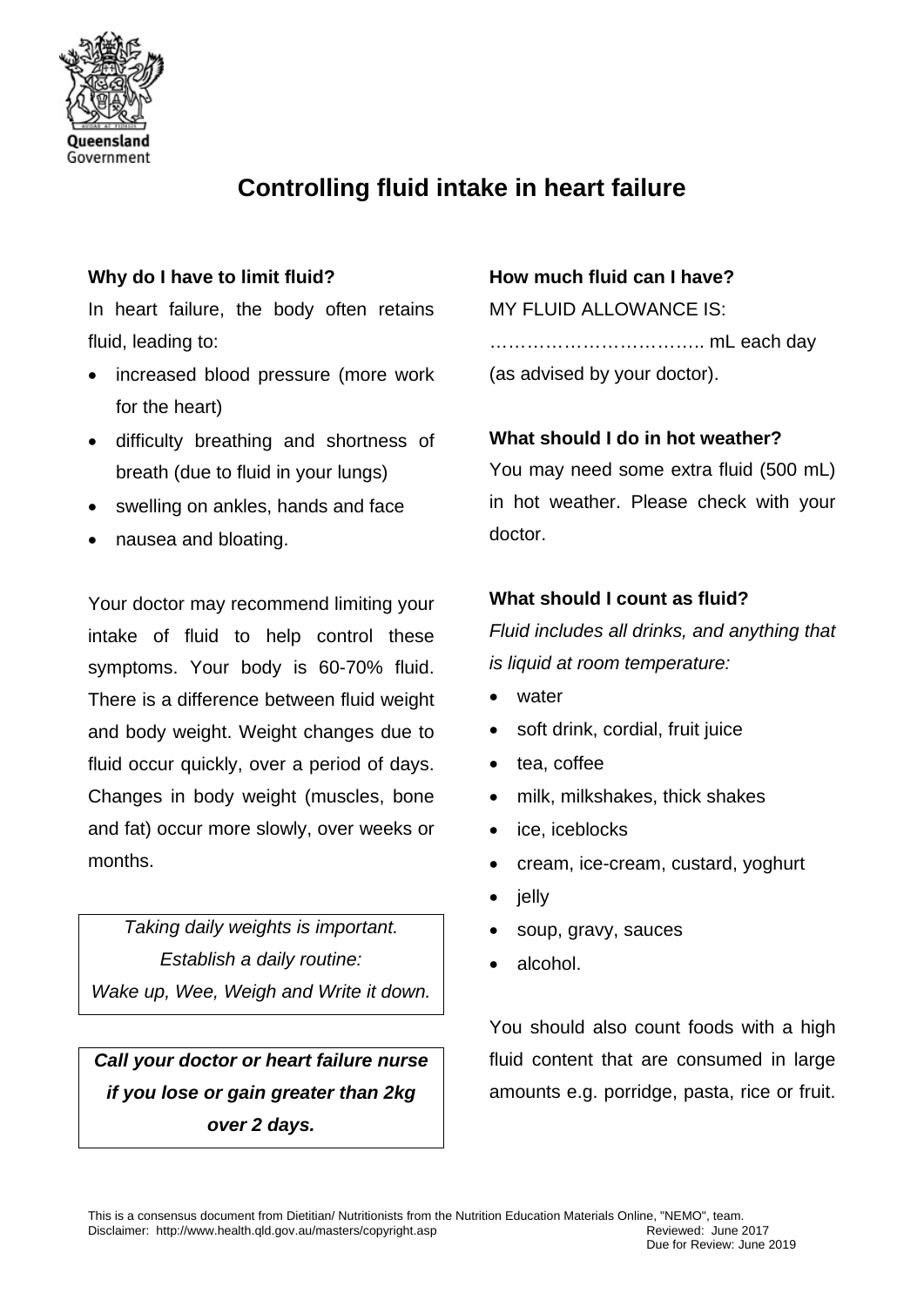Queensland Government

# Controlling fluid intake in heart failure

### Why do I have to limit fluid?

In heart failure, the body often retains fluid, leading to:

- increased blood pressure (more work for the heart)
- difficulty breathing and shortness of breath (due to fluid in your lungs)
- swelling on ankles, hands and face
- nausea and bloating.

Your doctor may recommend limiting your intake of fluid to help control these symptoms. Your body is 60-70% fluid. There is a difference between fluid weight and body weight. Weight changes due to fluid occur quickly, over a period of days. Changes in body weight (muscles, bone and fat) occur more slowly, over weeks or months.

*Taking daily weights is important.*
*Establish a daily routine:*
*Wake up, Wee, Weigh and Write it down.*

***Call your doctor or heart failure nurse if you lose or gain greater than 2kg over 2 days.***

### How much fluid can I have?

MY FLUID ALLOWANCE IS:

…………………………….. mL each day (as advised by your doctor).

### What should I do in hot weather?

You may need some extra fluid (500 mL) in hot weather. Please check with your doctor.

### What should I count as fluid?

*Fluid includes all drinks, and anything that is liquid at room temperature:*

- water
- soft drink, cordial, fruit juice
- tea, coffee
- milk, milkshakes, thick shakes
- ice, iceblocks
- cream, ice-cream, custard, yoghurt
- jelly
- soup, gravy, sauces
- alcohol.

You should also count foods with a high fluid content that are consumed in large amounts e.g. porridge, pasta, rice or fruit.

This is a consensus document from Dietitian/ Nutritionists from the Nutrition Education Materials Online, "NEMO", team.
Disclaimer: http://www.health.qld.gov.au/masters/copyright.asp
Reviewed: June 2017
Due for Review: June 2019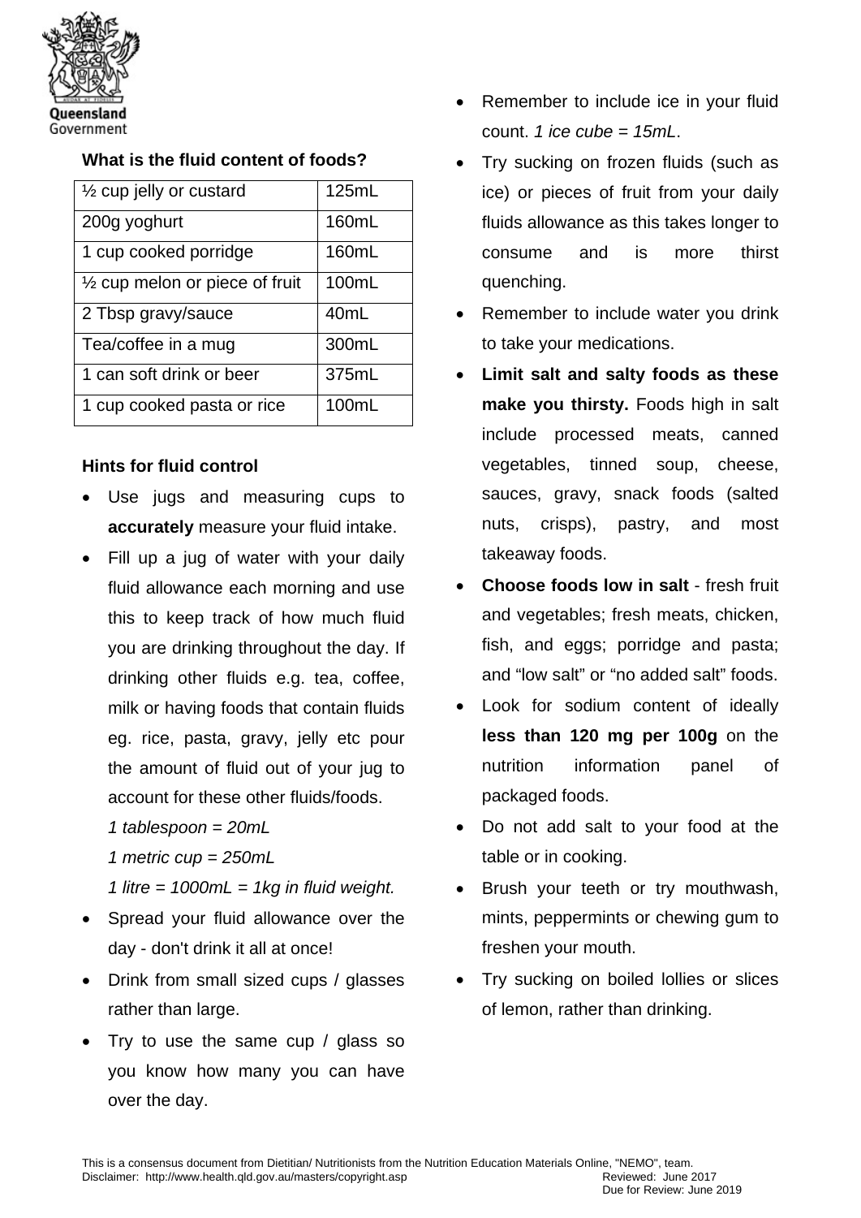### What is the fluid content of foods?

| ½ cup jelly or custard | 125mL |
|---|---|
| 200g yoghurt | 160mL |
| 1 cup cooked porridge | 160mL |
| ½ cup melon or piece of fruit | 100mL |
| 2 Tbsp gravy/sauce | 40mL |
| Tea/coffee in a mug | 300mL |
| 1 can soft drink or beer | 375mL |
| 1 cup cooked pasta or rice | 100mL |

### Hints for fluid control

- Use jugs and measuring cups to **accurately** measure your fluid intake.
- Fill up a jug of water with your daily fluid allowance each morning and use this to keep track of how much fluid you are drinking throughout the day. If drinking other fluids e.g. tea, coffee, milk or having foods that contain fluids eg. rice, pasta, gravy, jelly etc pour the amount of fluid out of your jug to account for these other fluids/foods.

  *1 tablespoon = 20mL*

  *1 metric cup = 250mL*

  *1 litre = 1000mL = 1kg in fluid weight.*
- Spread your fluid allowance over the day - don't drink it all at once!
- Drink from small sized cups / glasses rather than large.
- Try to use the same cup / glass so you know how many you can have over the day.
- Remember to include ice in your fluid count. *1 ice cube = 15mL*.
- Try sucking on frozen fluids (such as ice) or pieces of fruit from your daily fluids allowance as this takes longer to consume and is more thirst quenching.
- Remember to include water you drink to take your medications.
- **Limit salt and salty foods as these make you thirsty.** Foods high in salt include processed meats, canned vegetables, tinned soup, cheese, sauces, gravy, snack foods (salted nuts, crisps), pastry, and most takeaway foods.
- **Choose foods low in salt** - fresh fruit and vegetables; fresh meats, chicken, fish, and eggs; porridge and pasta; and "low salt" or "no added salt" foods.
- Look for sodium content of ideally **less than 120 mg per 100g** on the nutrition information panel of packaged foods.
- Do not add salt to your food at the table or in cooking.
- Brush your teeth or try mouthwash, mints, peppermints or chewing gum to freshen your mouth.
- Try sucking on boiled lollies or slices of lemon, rather than drinking.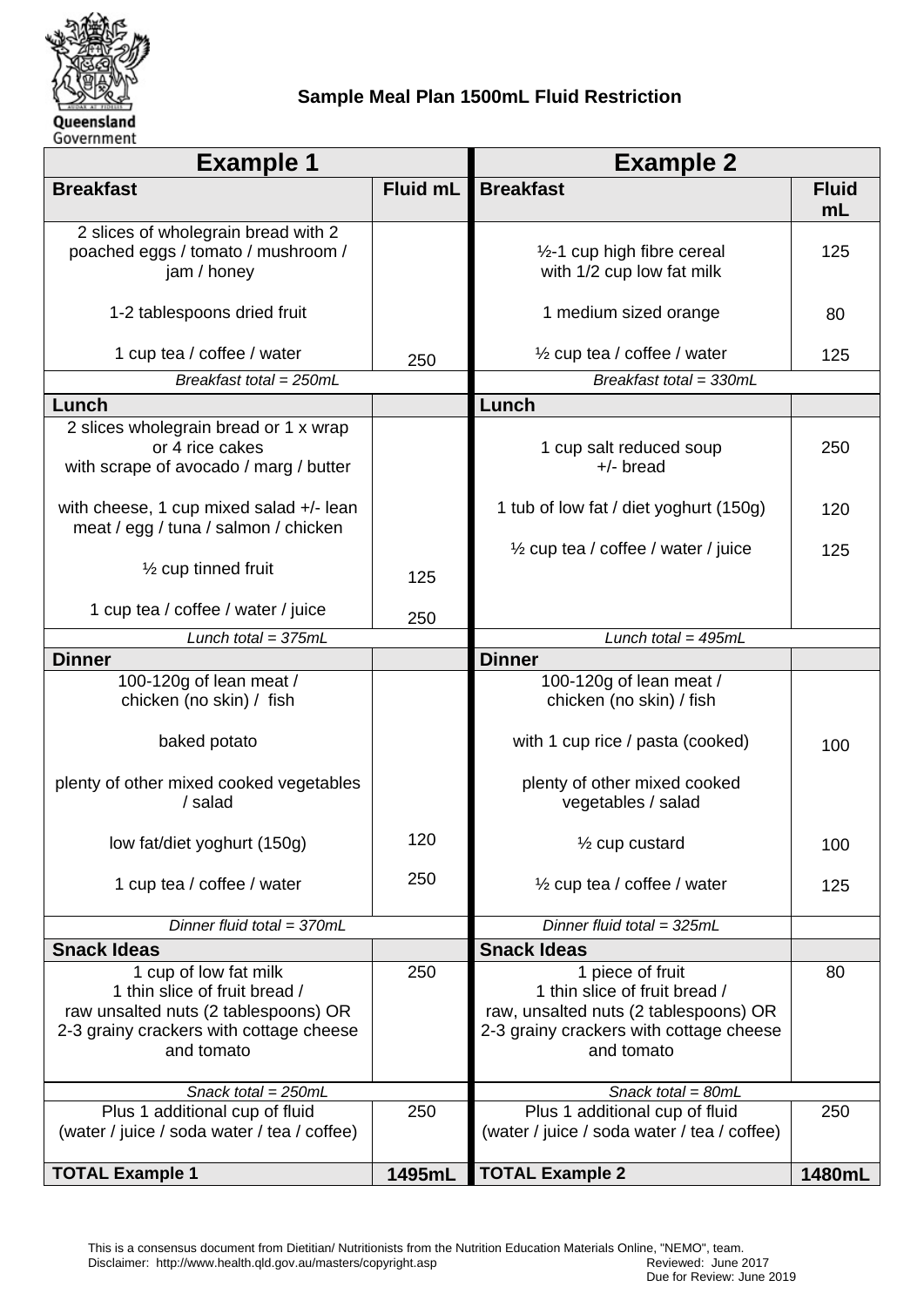Queensland Government

## Sample Meal Plan 1500mL Fluid Restriction

| Example 1 | | Example 2 | |
|---|---|---|---|
| **Breakfast** | **Fluid mL** | **Breakfast** | **Fluid mL** |
| 2 slices of wholegrain bread with 2 poached eggs / tomato / mushroom / jam / honey | | ½-1 cup high fibre cereal with 1/2 cup low fat milk | 125 |
| 1-2 tablespoons dried fruit | | 1 medium sized orange | 80 |
| 1 cup tea / coffee / water | 250 | ½ cup tea / coffee / water | 125 |
| *Breakfast total = 250mL* | | *Breakfast total = 330mL* | |
| **Lunch** | | **Lunch** | |
| 2 slices wholegrain bread or 1 x wrap or 4 rice cakes with scrape of avocado / marg / butter | | 1 cup salt reduced soup +/- bread | 250 |
| with cheese, 1 cup mixed salad +/- lean meat / egg / tuna / salmon / chicken | | 1 tub of low fat / diet yoghurt (150g) | 120 |
| ½ cup tinned fruit | 125 | ½ cup tea / coffee / water / juice | 125 |
| 1 cup tea / coffee / water / juice | 250 | | |
| *Lunch total = 375mL* | | *Lunch total = 495mL* | |
| **Dinner** | | **Dinner** | |
| 100-120g of lean meat / chicken (no skin) / fish | | 100-120g of lean meat / chicken (no skin) / fish | |
| baked potato | | with 1 cup rice / pasta (cooked) | 100 |
| plenty of other mixed cooked vegetables / salad | | plenty of other mixed cooked vegetables / salad | |
| low fat/diet yoghurt (150g) | 120 | ½ cup custard | 100 |
| 1 cup tea / coffee / water | 250 | ½ cup tea / coffee / water | 125 |
| *Dinner fluid total = 370mL* | | *Dinner fluid total = 325mL* | |
| **Snack Ideas** | | **Snack Ideas** | |
| 1 cup of low fat milk<br>1 thin slice of fruit bread / raw unsalted nuts (2 tablespoons) OR 2-3 grainy crackers with cottage cheese and tomato | 250 | 1 piece of fruit<br>1 thin slice of fruit bread / raw, unsalted nuts (2 tablespoons) OR 2-3 grainy crackers with cottage cheese and tomato | 80 |
| *Snack total = 250mL* | | *Snack total = 80mL* | |
| Plus 1 additional cup of fluid (water / juice / soda water / tea / coffee) | 250 | Plus 1 additional cup of fluid (water / juice / soda water / tea / coffee) | 250 |
| **TOTAL Example 1** | **1495mL** | **TOTAL Example 2** | **1480mL** |

This is a consensus document from Dietitian/ Nutritionists from the Nutrition Education Materials Online, "NEMO", team.
Disclaimer: http://www.health.qld.gov.au/masters/copyright.asp

Reviewed: June 2017
Due for Review: June 2019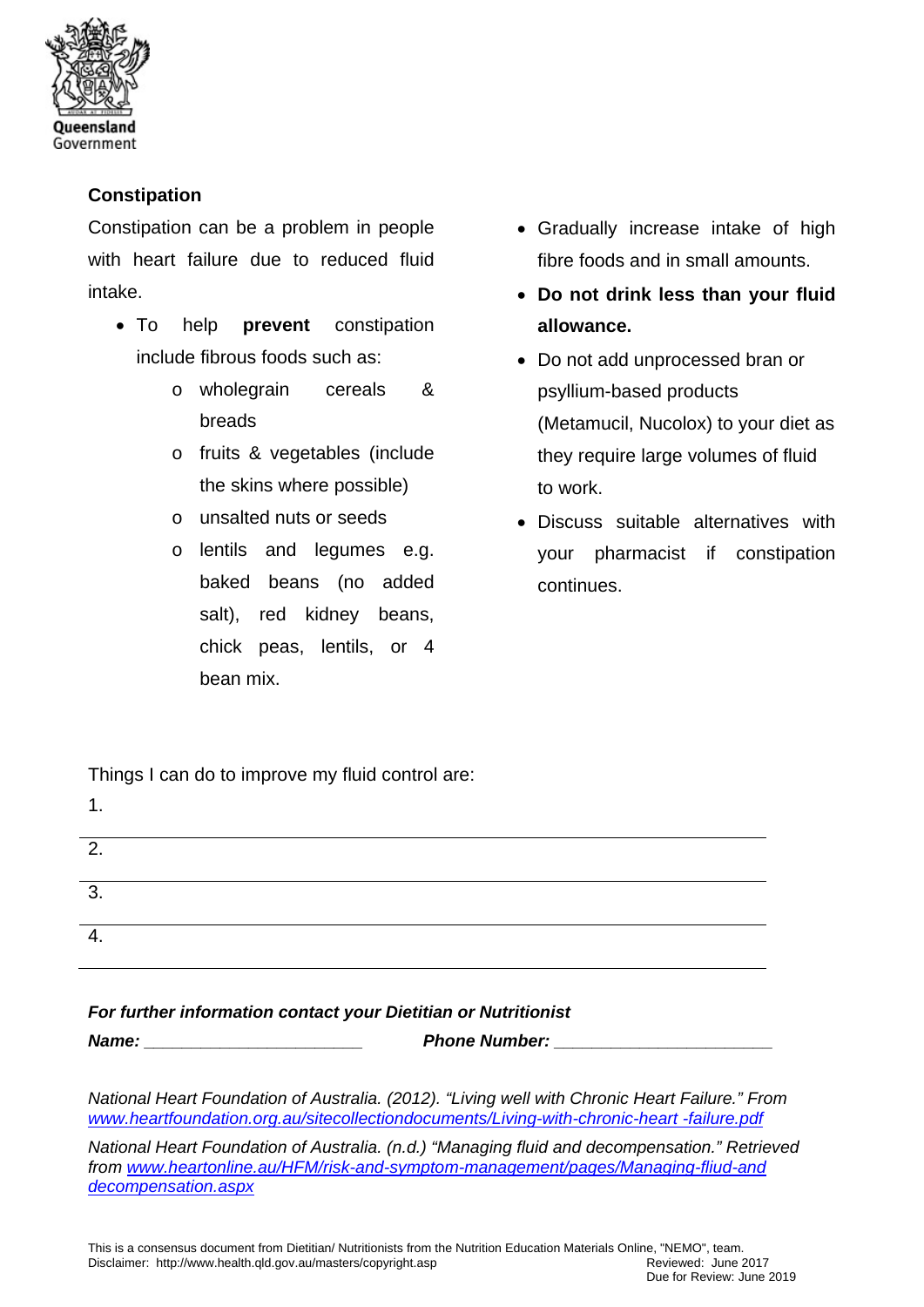## Constipation

Constipation can be a problem in people with heart failure due to reduced fluid intake.

- To help **prevent** constipation include fibrous foods such as:
  - wholegrain cereals & breads
  - fruits & vegetables (include the skins where possible)
  - unsalted nuts or seeds
  - lentils and legumes e.g. baked beans (no added salt), red kidney beans, chick peas, lentils, or 4 bean mix.
- Gradually increase intake of high fibre foods and in small amounts.
- **Do not drink less than your fluid allowance.**
- Do not add unprocessed bran or psyllium-based products (Metamucil, Nucolox) to your diet as they require large volumes of fluid to work.
- Discuss suitable alternatives with your pharmacist if constipation continues.

Things I can do to improve my fluid control are:

1. ______________________________
2. ______________________________
3. ______________________________
4. ______________________________

***For further information contact your Dietitian or Nutritionist***

***Name:*** ______________________ ***Phone Number:*** ______________________

*National Heart Foundation of Australia. (2012). "Living well with Chronic Heart Failure." From [www.heartfoundation.org.au/sitecollectiondocuments/Living-with-chronic-heart -failure.pdf](www.heartfoundation.org.au/sitecollectiondocuments/Living-with-chronic-heart-failure.pdf)*

*National Heart Foundation of Australia. (n.d.) "Managing fluid and decompensation." Retrieved from [www.heartonline.au/HFM/risk-and-symptom-management/pages/Managing-fliud-and decompensation.aspx](www.heartonline.au/HFM/risk-and-symptom-management/pages/Managing-fliud-and-decompensation.aspx)*

This is a consensus document from Dietitian/ Nutritionists from the Nutrition Education Materials Online, "NEMO", team.
Disclaimer: http://www.health.qld.gov.au/masters/copyright.asp

Reviewed: June 2017
Due for Review: June 2019